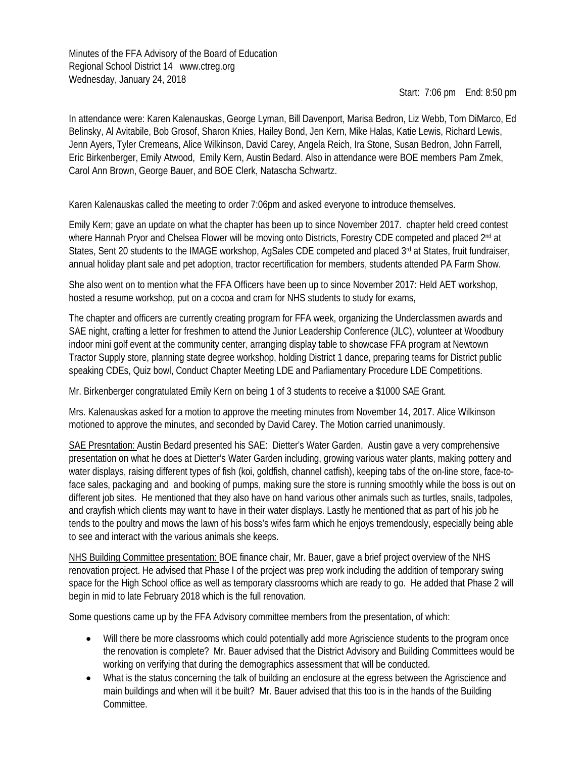Minutes of the FFA Advisory of the Board of Education
Regional School District 14 www.ctreg.org
Wednesday, January 24, 2018

Start: 7:06 pm End: 8:50 pm

In attendance were: Karen Kalenauskas, George Lyman, Bill Davenport, Marisa Bedron, Liz Webb, Tom DiMarco, Ed Belinsky, Al Avitabile, Bob Grosof, Sharon Knies, Hailey Bond, Jen Kern, Mike Halas, Katie Lewis, Richard Lewis, Jenn Ayers, Tyler Cremeans, Alice Wilkinson, David Carey, Angela Reich, Ira Stone, Susan Bedron, John Farrell, Eric Birkenberger, Emily Atwood, Emily Kern, Austin Bedard. Also in attendance were BOE members Pam Zmek, Carol Ann Brown, George Bauer, and BOE Clerk, Natascha Schwartz.

Karen Kalenauskas called the meeting to order 7:06pm and asked everyone to introduce themselves.

Emily Kern; gave an update on what the chapter has been up to since November 2017. chapter held creed contest where Hannah Pryor and Chelsea Flower will be moving onto Districts, Forestry CDE competed and placed 2nd at States, Sent 20 students to the IMAGE workshop, AgSales CDE competed and placed 3rd at States, fruit fundraiser, annual holiday plant sale and pet adoption, tractor recertification for members, students attended PA Farm Show.

She also went on to mention what the FFA Officers have been up to since November 2017: Held AET workshop, hosted a resume workshop, put on a cocoa and cram for NHS students to study for exams,

The chapter and officers are currently creating program for FFA week, organizing the Underclassmen awards and SAE night, crafting a letter for freshmen to attend the Junior Leadership Conference (JLC), volunteer at Woodbury indoor mini golf event at the community center, arranging display table to showcase FFA program at Newtown Tractor Supply store, planning state degree workshop, holding District 1 dance, preparing teams for District public speaking CDEs, Quiz bowl, Conduct Chapter Meeting LDE and Parliamentary Procedure LDE Competitions.

Mr. Birkenberger congratulated Emily Kern on being 1 of 3 students to receive a $1000 SAE Grant.

Mrs. Kalenauskas asked for a motion to approve the meeting minutes from November 14, 2017. Alice Wilkinson motioned to approve the minutes, and seconded by David Carey. The Motion carried unanimously.

<u>SAE Presntation:</u> Austin Bedard presented his SAE: Dietter's Water Garden. Austin gave a very comprehensive presentation on what he does at Dietter's Water Garden including, growing various water plants, making pottery and water displays, raising different types of fish (koi, goldfish, channel catfish), keeping tabs of the on-line store, face-to-face sales, packaging and and booking of pumps, making sure the store is running smoothly while the boss is out on different job sites. He mentioned that they also have on hand various other animals such as turtles, snails, tadpoles, and crayfish which clients may want to have in their water displays. Lastly he mentioned that as part of his job he tends to the poultry and mows the lawn of his boss's wifes farm which he enjoys tremendously, especially being able to see and interact with the various animals she keeps.

<u>NHS Building Committee presentation:</u> BOE finance chair, Mr. Bauer, gave a brief project overview of the NHS renovation project. He advised that Phase I of the project was prep work including the addition of temporary swing space for the High School office as well as temporary classrooms which are ready to go. He added that Phase 2 will begin in mid to late February 2018 which is the full renovation.

Some questions came up by the FFA Advisory committee members from the presentation, of which:

- Will there be more classrooms which could potentially add more Agriscience students to the program once the renovation is complete? Mr. Bauer advised that the District Advisory and Building Committees would be working on verifying that during the demographics assessment that will be conducted.
- What is the status concerning the talk of building an enclosure at the egress between the Agriscience and main buildings and when will it be built? Mr. Bauer advised that this too is in the hands of the Building Committee.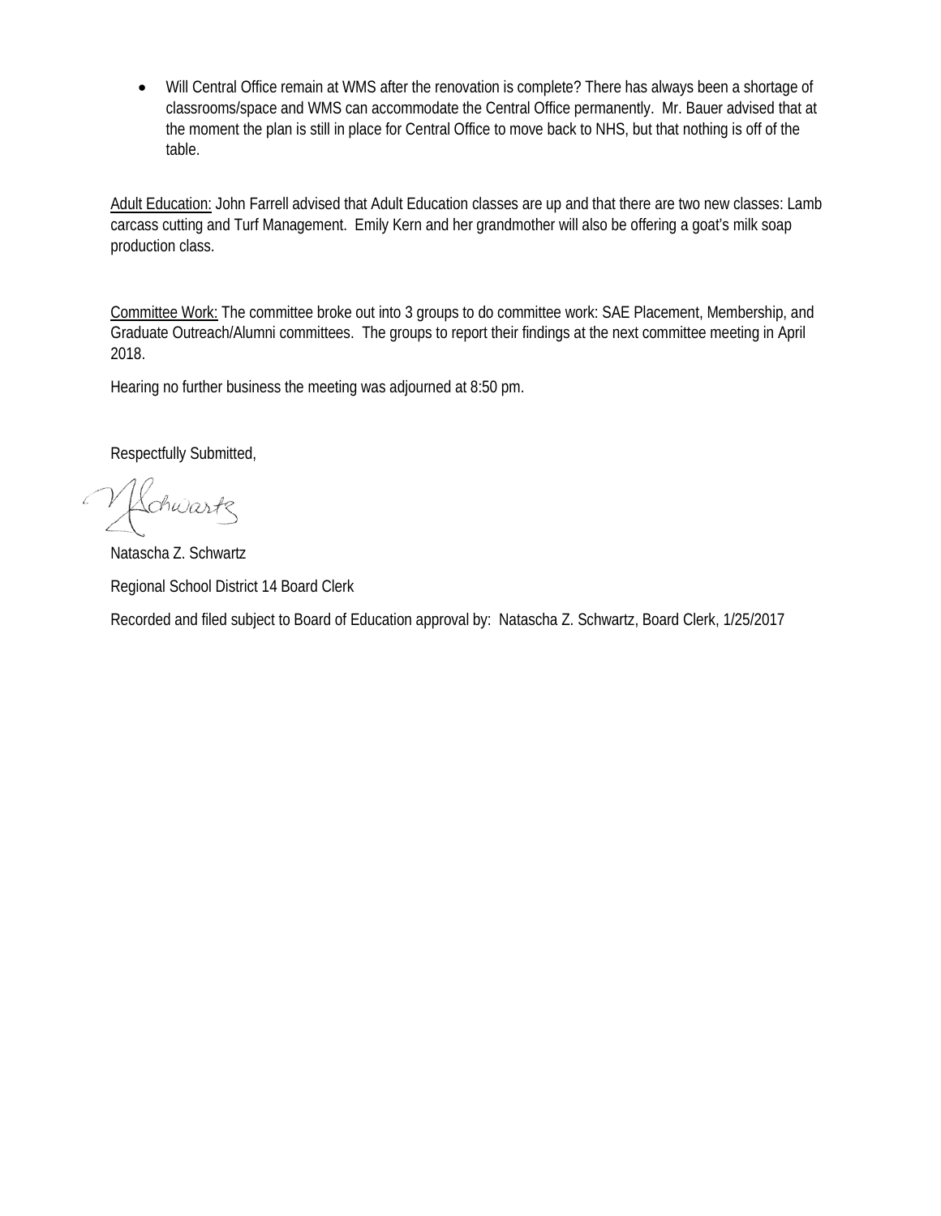- Will Central Office remain at WMS after the renovation is complete? There has always been a shortage of classrooms/space and WMS can accommodate the Central Office permanently. Mr. Bauer advised that at the moment the plan is still in place for Central Office to move back to NHS, but that nothing is off of the table.

Adult Education: John Farrell advised that Adult Education classes are up and that there are two new classes: Lamb carcass cutting and Turf Management. Emily Kern and her grandmother will also be offering a goat's milk soap production class.

Committee Work: The committee broke out into 3 groups to do committee work: SAE Placement, Membership, and Graduate Outreach/Alumni committees. The groups to report their findings at the next committee meeting in April 2018.

Hearing no further business the meeting was adjourned at 8:50 pm.

Respectfully Submitted,

Natascha Z. Schwartz

Regional School District 14 Board Clerk

Recorded and filed subject to Board of Education approval by: Natascha Z. Schwartz, Board Clerk, 1/25/2017